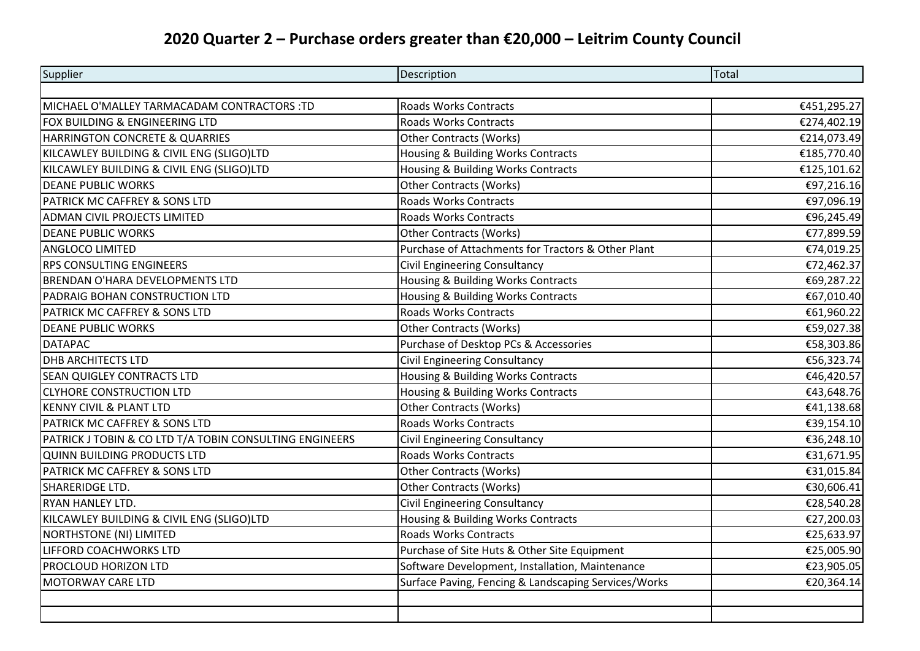# 2020 Quarter 2 – Purchase orders greater than €20,000 – Leitrim County Council

| Supplier | Description | Total |
| --- | --- | --- |
| | | |
| MICHAEL O'MALLEY TARMACADAM CONTRACTORS :TD | Roads Works Contracts | €451,295.27 |
| FOX BUILDING & ENGINEERING LTD | Roads Works Contracts | €274,402.19 |
| HARRINGTON CONCRETE & QUARRIES | Other Contracts (Works) | €214,073.49 |
| KILCAWLEY BUILDING & CIVIL ENG (SLIGO)LTD | Housing & Building Works Contracts | €185,770.40 |
| KILCAWLEY BUILDING & CIVIL ENG (SLIGO)LTD | Housing & Building Works Contracts | €125,101.62 |
| DEANE PUBLIC WORKS | Other Contracts (Works) | €97,216.16 |
| PATRICK MC CAFFREY & SONS LTD | Roads Works Contracts | €97,096.19 |
| ADMAN CIVIL PROJECTS LIMITED | Roads Works Contracts | €96,245.49 |
| DEANE PUBLIC WORKS | Other Contracts (Works) | €77,899.59 |
| ANGLOCO LIMITED | Purchase of Attachments for Tractors & Other Plant | €74,019.25 |
| RPS CONSULTING ENGINEERS | Civil Engineering Consultancy | €72,462.37 |
| BRENDAN O'HARA DEVELOPMENTS LTD | Housing & Building Works Contracts | €69,287.22 |
| PADRAIG BOHAN CONSTRUCTION LTD | Housing & Building Works Contracts | €67,010.40 |
| PATRICK MC CAFFREY & SONS LTD | Roads Works Contracts | €61,960.22 |
| DEANE PUBLIC WORKS | Other Contracts (Works) | €59,027.38 |
| DATAPAC | Purchase of Desktop PCs & Accessories | €58,303.86 |
| DHB ARCHITECTS LTD | Civil Engineering Consultancy | €56,323.74 |
| SEAN QUIGLEY CONTRACTS LTD | Housing & Building Works Contracts | €46,420.57 |
| CLYHORE CONSTRUCTION LTD | Housing & Building Works Contracts | €43,648.76 |
| KENNY CIVIL & PLANT LTD | Other Contracts (Works) | €41,138.68 |
| PATRICK MC CAFFREY & SONS LTD | Roads Works Contracts | €39,154.10 |
| PATRICK J TOBIN & CO LTD T/A TOBIN CONSULTING ENGINEERS | Civil Engineering Consultancy | €36,248.10 |
| QUINN BUILDING PRODUCTS LTD | Roads Works Contracts | €31,671.95 |
| PATRICK MC CAFFREY & SONS LTD | Other Contracts (Works) | €31,015.84 |
| SHARERIDGE LTD. | Other Contracts (Works) | €30,606.41 |
| RYAN HANLEY LTD. | Civil Engineering Consultancy | €28,540.28 |
| KILCAWLEY BUILDING & CIVIL ENG (SLIGO)LTD | Housing & Building Works Contracts | €27,200.03 |
| NORTHSTONE (NI) LIMITED | Roads Works Contracts | €25,633.97 |
| LIFFORD COACHWORKS LTD | Purchase of Site Huts & Other Site Equipment | €25,005.90 |
| PROCLOUD HORIZON LTD | Software Development, Installation, Maintenance | €23,905.05 |
| MOTORWAY CARE LTD | Surface Paving, Fencing & Landscaping Services/Works | €20,364.14 |
| | | |
| | | |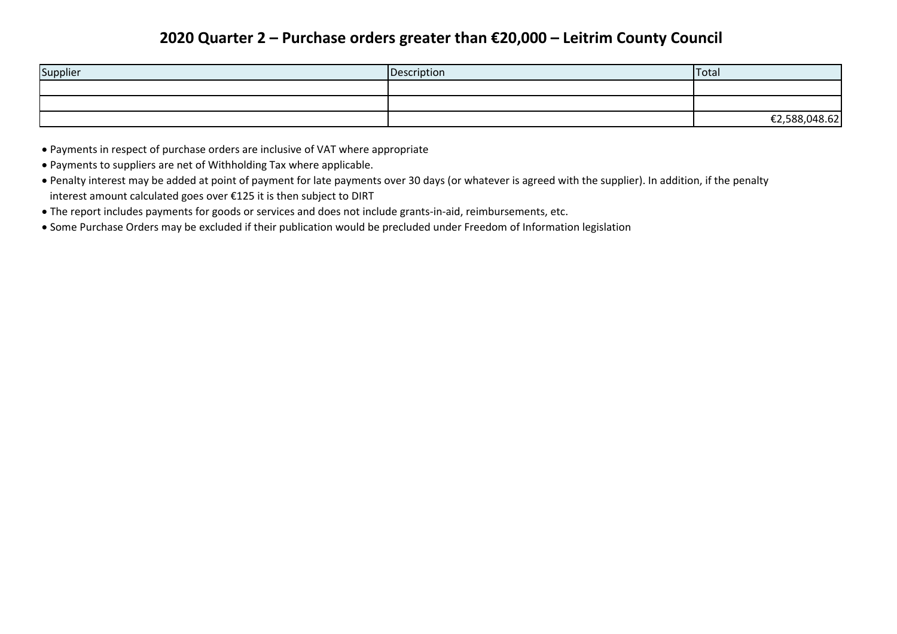# 2020 Quarter 2 – Purchase orders greater than €20,000 – Leitrim County Council

| Supplier | Description | Total |
|---|---|---|
| | | |
| | | |
| | | €2,588,048.62 |

- Payments in respect of purchase orders are inclusive of VAT where appropriate
- Payments to suppliers are net of Withholding Tax where applicable.
- Penalty interest may be added at point of payment for late payments over 30 days (or whatever is agreed with the supplier). In addition, if the penalty interest amount calculated goes over €125 it is then subject to DIRT
- The report includes payments for goods or services and does not include grants-in-aid, reimbursements, etc.
- Some Purchase Orders may be excluded if their publication would be precluded under Freedom of Information legislation